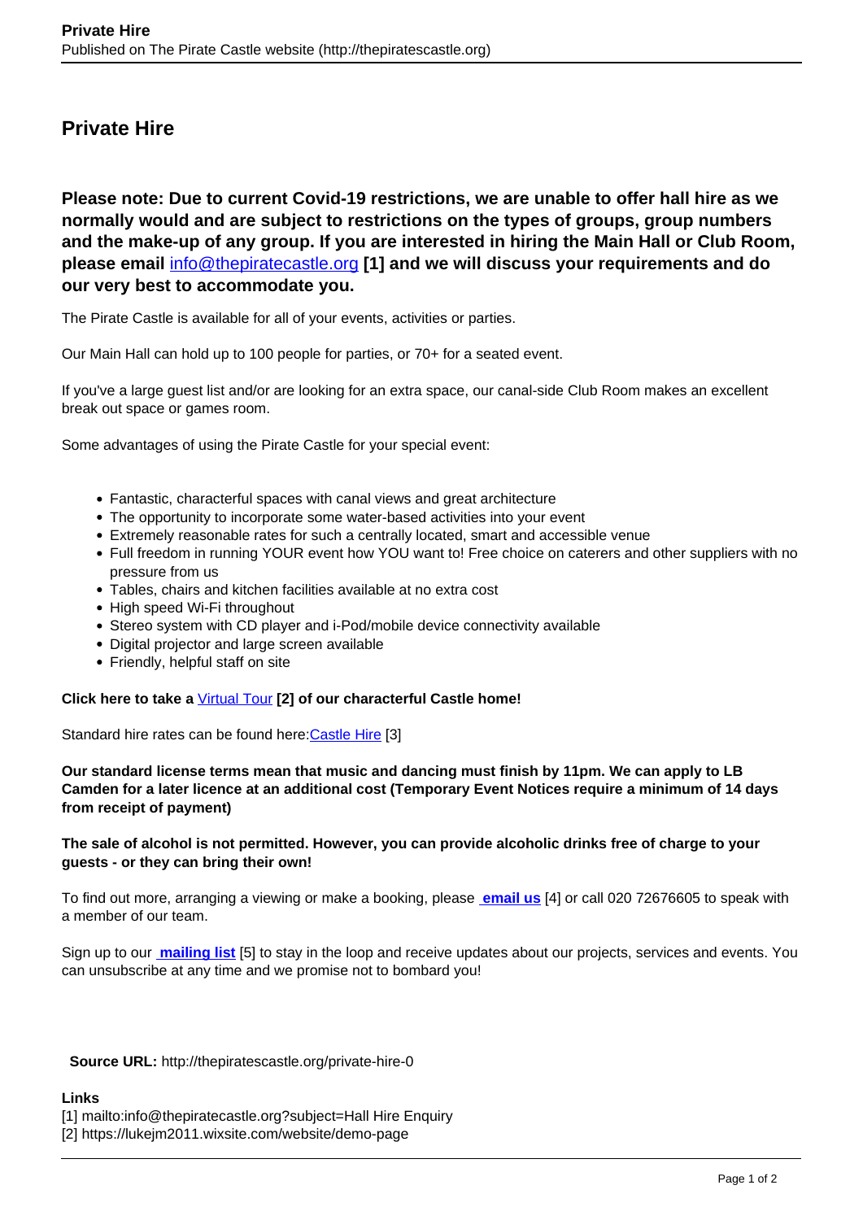# Private Hire

**Please note: Due to current Covid-19 restrictions, we are unable to offer hall hire as we normally would and are subject to restrictions on the types of groups, group numbers and the make-up of any group. If you are interested in hiring the Main Hall or Club Room, please email info@thepiratecastle.org [1] and we will discuss your requirements and do our very best to accommodate you.**

The Pirate Castle is available for all of your events, activities or parties.

Our Main Hall can hold up to 100 people for parties, or 70+ for a seated event.

If you've a large guest list and/or are looking for an extra space, our canal-side Club Room makes an excellent break out space or games room.

Some advantages of using the Pirate Castle for your special event:

- Fantastic, characterful spaces with canal views and great architecture
- The opportunity to incorporate some water-based activities into your event
- Extremely reasonable rates for such a centrally located, smart and accessible venue
- Full freedom in running YOUR event how YOU want to! Free choice on caterers and other suppliers with no pressure from us
- Tables, chairs and kitchen facilities available at no extra cost
- High speed Wi-Fi throughout
- Stereo system with CD player and i-Pod/mobile device connectivity available
- Digital projector and large screen available
- Friendly, helpful staff on site

**Click here to take a Virtual Tour [2] of our characterful Castle home!**

Standard hire rates can be found here: Castle Hire [3]

**Our standard license terms mean that music and dancing must finish by 11pm. We can apply to LB Camden for a later licence at an additional cost (Temporary Event Notices require a minimum of 14 days from receipt of payment)**

**The sale of alcohol is not permitted. However, you can provide alcoholic drinks free of charge to your guests - or they can bring their own!**

To find out more, arranging a viewing or make a booking, please **email us** [4] or call 020 72676605 to speak with a member of our team.

Sign up to our **mailing list** [5] to stay in the loop and receive updates about our projects, services and events. You can unsubscribe at any time and we promise not to bombard you!

**Source URL:** http://thepiratescastle.org/private-hire-0

**Links**

[1] mailto:info@thepiratecastle.org?subject=Hall Hire Enquiry
[2] https://lukejm2011.wixsite.com/website/demo-page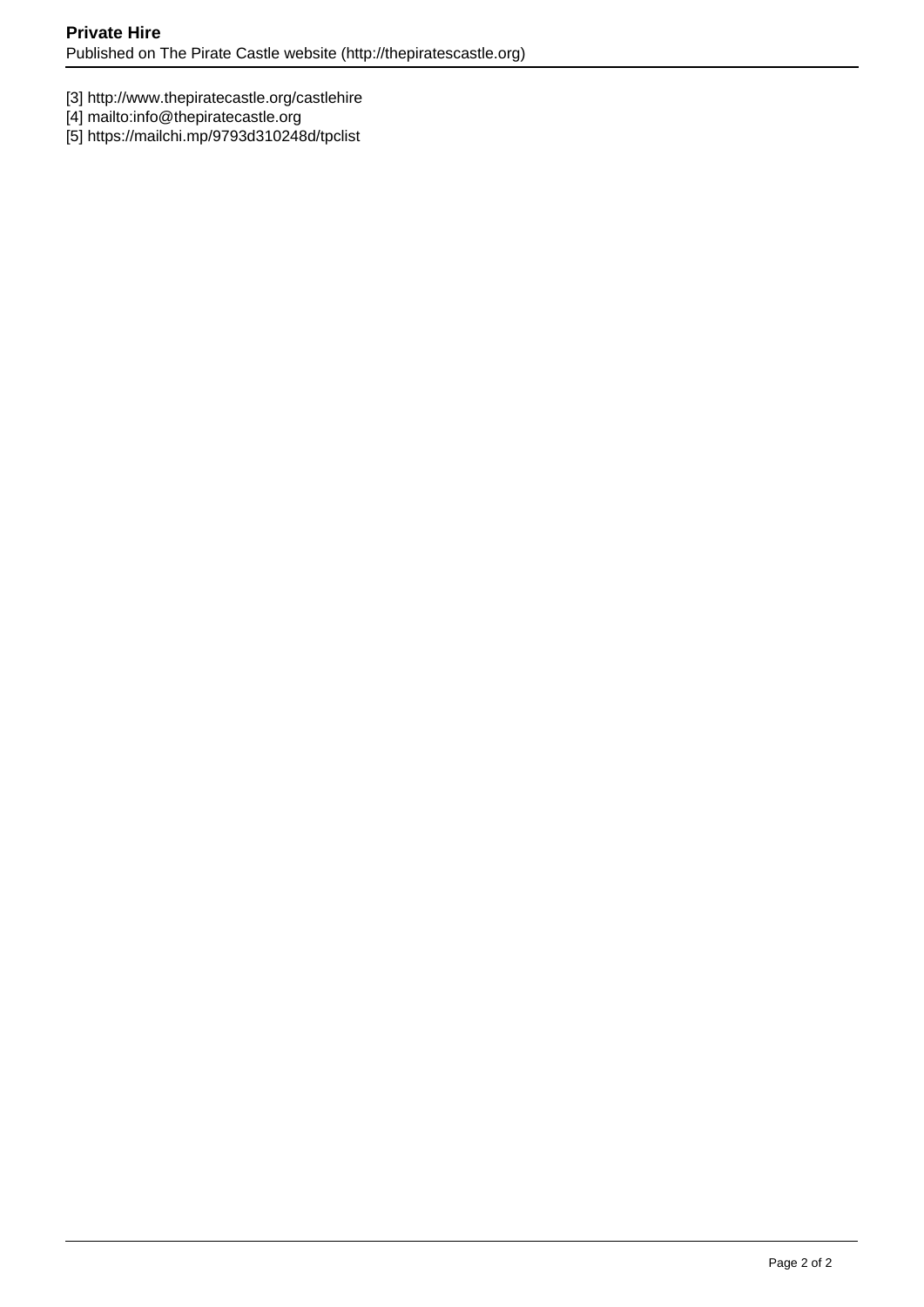[3] http://www.thepiratecastle.org/castlehire
[4] mailto:info@thepiratecastle.org
[5] https://mailchi.mp/9793d310248d/tpclist